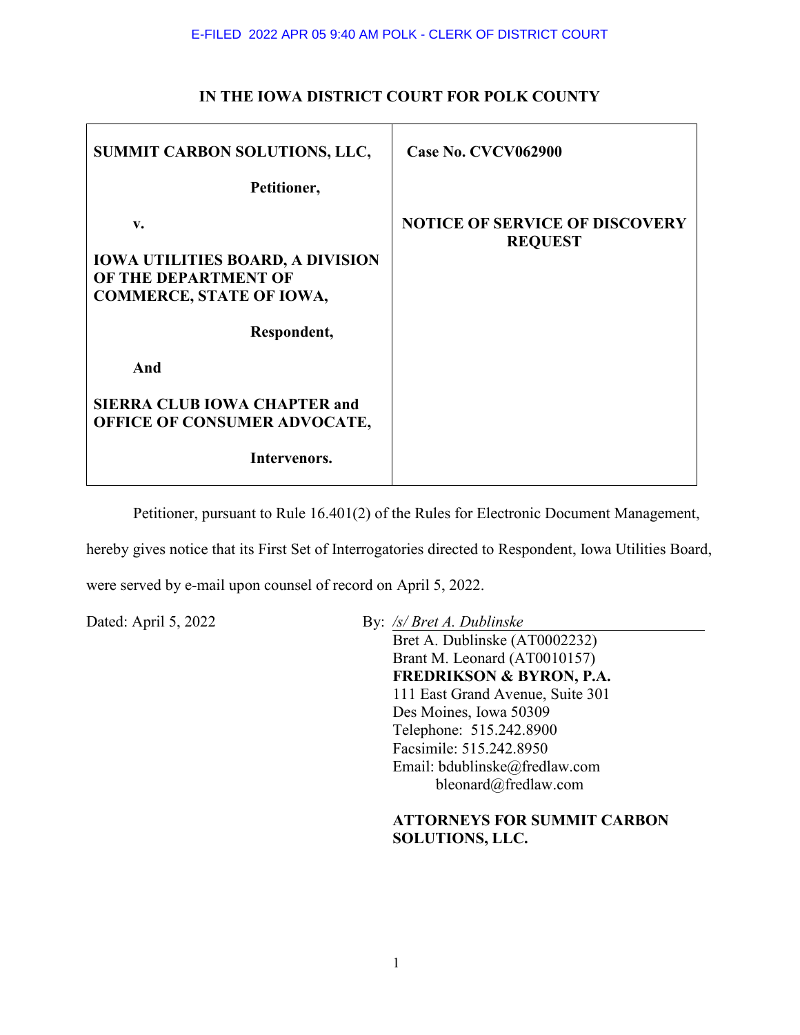E-FILED 2022 APR 05 9:40 AM POLK - CLERK OF DISTRICT COURT

**IN THE IOWA DISTRICT COURT FOR POLK COUNTY**

| | |
|---|---|
| **SUMMIT CARBON SOLUTIONS, LLC,**<br><br>**Petitioner,**<br><br>**v.**<br><br>**IOWA UTILITIES BOARD, A DIVISION OF THE DEPARTMENT OF COMMERCE, STATE OF IOWA,**<br><br>**Respondent,**<br><br>**And**<br><br>**SIERRA CLUB IOWA CHAPTER and OFFICE OF CONSUMER ADVOCATE,**<br><br>**Intervenors.** | **Case No. CVCV062900**<br><br>**NOTICE OF SERVICE OF DISCOVERY REQUEST** |

Petitioner, pursuant to Rule 16.401(2) of the Rules for Electronic Document Management, hereby gives notice that its First Set of Interrogatories directed to Respondent, Iowa Utilities Board, were served by e-mail upon counsel of record on April 5, 2022.

Dated: April 5, 2022

By: */s/ Bret A. Dublinske*
Bret A. Dublinske (AT0002232)
Brant M. Leonard (AT0010157)
**FREDRIKSON & BYRON, P.A.**
111 East Grand Avenue, Suite 301
Des Moines, Iowa 50309
Telephone: 515.242.8900
Facsimile: 515.242.8950
Email: bdublinske@fredlaw.com
bleonard@fredlaw.com

**ATTORNEYS FOR SUMMIT CARBON SOLUTIONS, LLC.**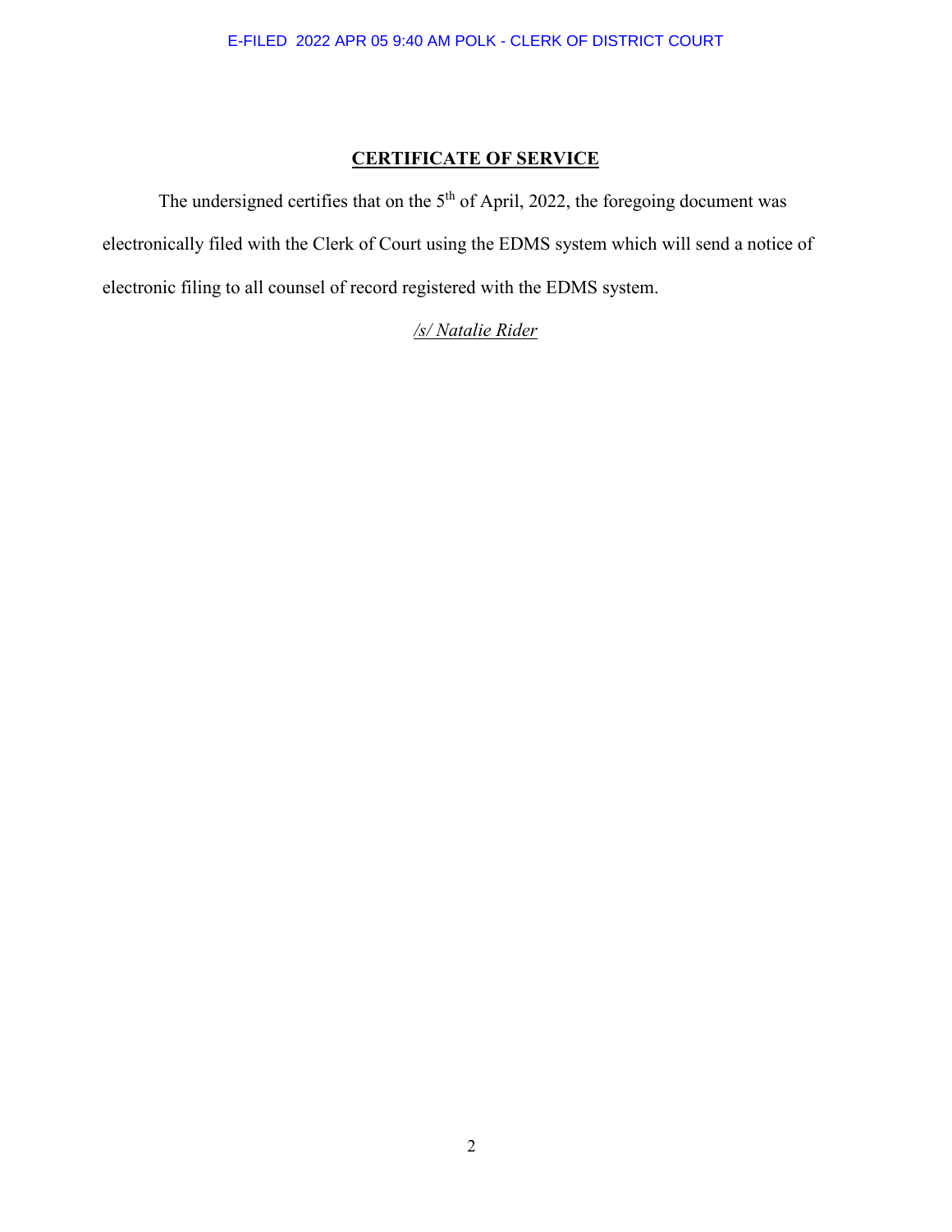## CERTIFICATE OF SERVICE

The undersigned certifies that on the 5th of April, 2022, the foregoing document was electronically filed with the Clerk of Court using the EDMS system which will send a notice of electronic filing to all counsel of record registered with the EDMS system.

*/s/ Natalie Rider*